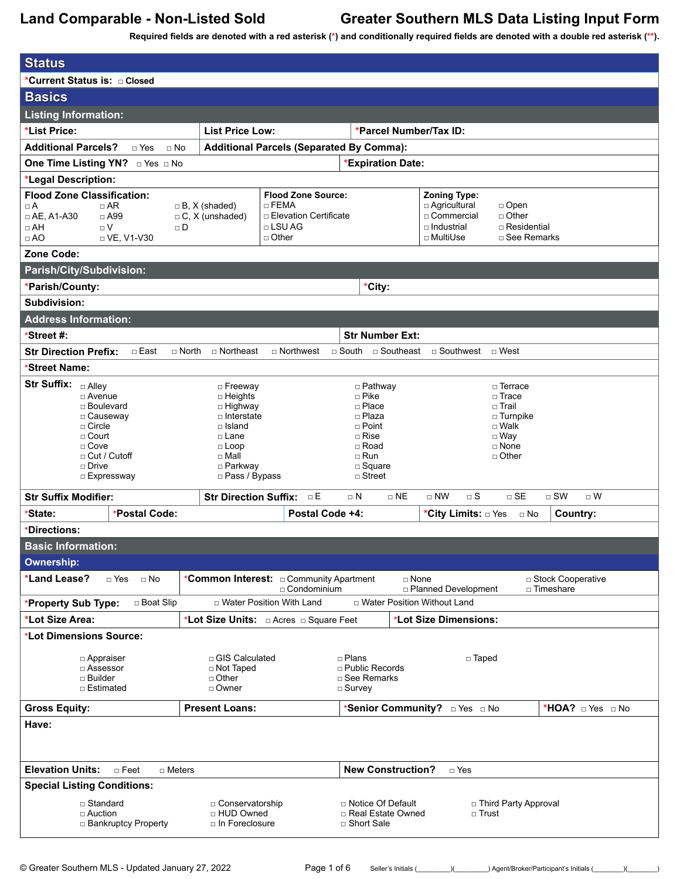# Land Comparable - Non-Listed Sold

# Greater Southern MLS Data Listing Input Form

**Required fields are denoted with a red asterisk (*) and conditionally required fields are denoted with a double red asterisk (**).**

## Status

*Current Status is: □ Closed

## Basics

### Listing Information:

| *List Price: | List Price Low: | *Parcel Number/Tax ID: |
|---|---|---|
| Additional Parcels? □ Yes □ No | Additional Parcels (Separated By Comma): | |
| One Time Listing YN? □ Yes □ No | | *Expiration Date: |

*Legal Description:

**Flood Zone Classification:**
□ A □ AR □ B, X (shaded)
□ AE, A1-A30 □ A99 □ C, X (unshaded)
□ AH □ V □ D
□ AO □ VE, V1-V30

**Flood Zone Source:**
□ FEMA
□ Elevation Certificate
□ LSU AG
□ Other

**Zoning Type:**
□ Agricultural □ Open
□ Commercial □ Other
□ Industrial □ Residential
□ MultiUse □ See Remarks

Zone Code:

### Parish/City/Subdivision:

| *Parish/County: | *City: |
|---|---|

Subdivision:

### Address Information:

| *Street #: | Str Number Ext: |
|---|---|

**Str Direction Prefix:** □ East □ North □ Northeast □ Northwest □ South □ Southeast □ Southwest □ West

*Street Name:

**Str Suffix:**
□ Alley □ Avenue □ Boulevard □ Causeway □ Circle □ Court □ Cove □ Cut / Cutoff □ Drive □ Expressway
□ Freeway □ Heights □ Highway □ Interstate □ Island □ Lane □ Loop □ Mall □ Parkway □ Pass / Bypass
□ Pathway □ Pike □ Place □ Plaza □ Point □ Rise □ Road □ Run □ Square □ Street
□ Terrace □ Trace □ Trail □ Turnpike □ Walk □ Way □ None □ Other

| Str Suffix Modifier: | Str Direction Suffix: □ E □ N □ NE □ NW □ S □ SE □ SW □ W |
|---|---|

| *State: | *Postal Code: | Postal Code +4: | *City Limits: □ Yes □ No | Country: |
|---|---|---|---|---|

*Directions:

### Basic Information:

#### Ownership:

**\*Land Lease?** □ Yes □ No

**\*Common Interest:** □ Community Apartment □ Condominium □ None □ Planned Development □ Stock Cooperative □ Timeshare

**\*Property Sub Type:** □ Boat Slip □ Water Position With Land □ Water Position Without Land

| *Lot Size Area: | *Lot Size Units: □ Acres □ Square Feet | *Lot Size Dimensions: |
|---|---|---|

**\*Lot Dimensions Source:**
□ Appraiser □ Assessor □ Builder □ Estimated
□ GIS Calculated □ Not Taped □ Other □ Owner
□ Plans □ Public Records □ See Remarks □ Survey
□ Taped

| Gross Equity: | Present Loans: | *Senior Community? □ Yes □ No | *HOA? □ Yes □ No |
|---|---|---|---|

Have:

| Elevation Units: □ Feet □ Meters | New Construction? □ Yes |
|---|---|

**Special Listing Conditions:**
□ Standard □ Auction □ Bankruptcy Property
□ Conservatorship □ HUD Owned □ In Foreclosure
□ Notice Of Default □ Real Estate Owned □ Short Sale
□ Third Party Approval □ Trust

Seller's Initials (________)(________) Agent/Broker/Participant's Initials (________)(________)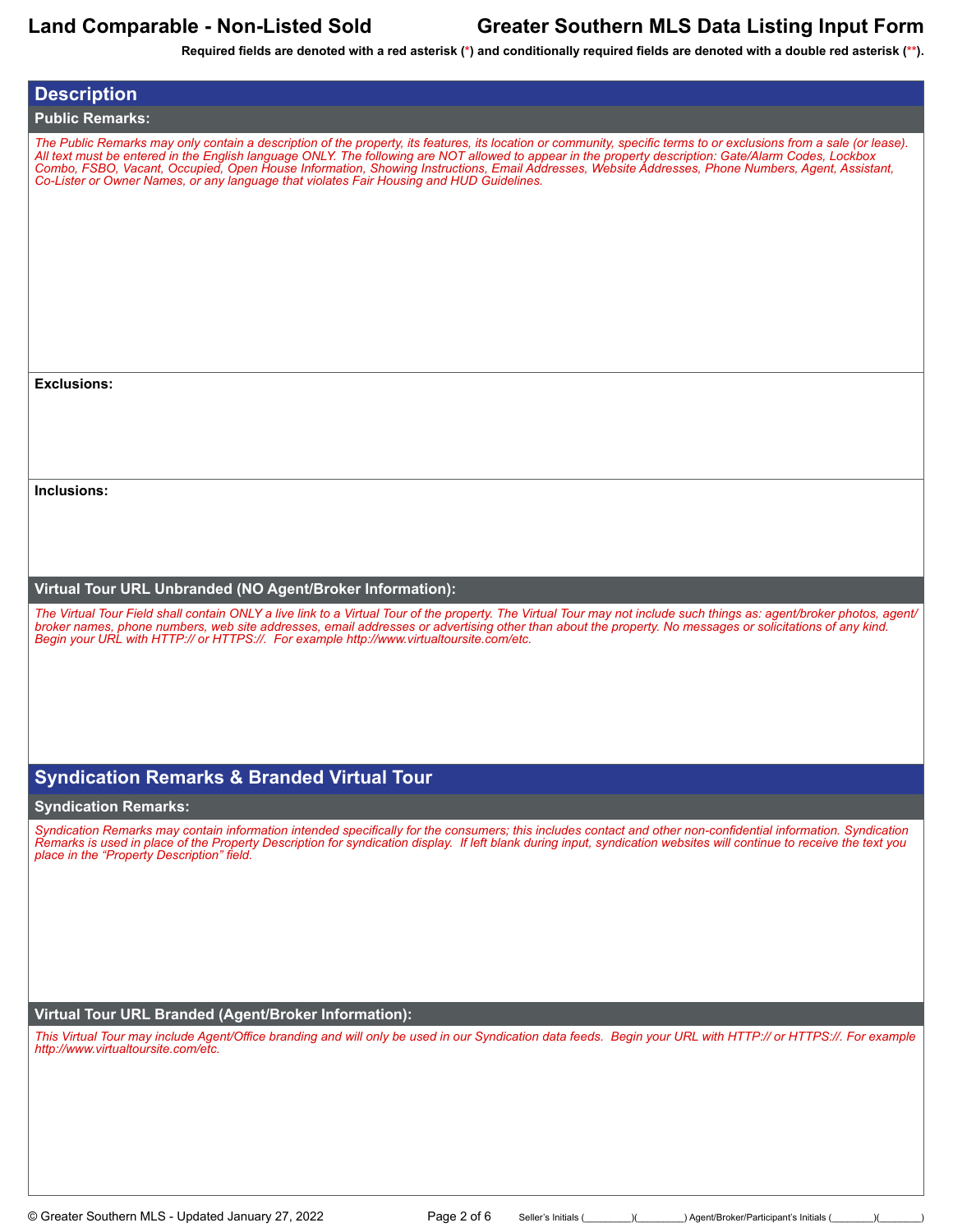# Land Comparable - Non-Listed Sold

# Greater Southern MLS Data Listing Input Form

**Required fields are denoted with a red asterisk (*) and conditionally required fields are denoted with a double red asterisk (**).**

## Description

### Public Remarks:

*The Public Remarks may only contain a description of the property, its features, its location or community, specific terms to or exclusions from a sale (or lease). All text must be entered in the English language ONLY. The following are NOT allowed to appear in the property description: Gate/Alarm Codes, Lockbox Combo, FSBO, Vacant, Occupied, Open House Information, Showing Instructions, Email Addresses, Website Addresses, Phone Numbers, Agent, Assistant, Co-Lister or Owner Names, or any language that violates Fair Housing and HUD Guidelines.*

**Exclusions:**

**Inclusions:**

### Virtual Tour URL Unbranded (NO Agent/Broker Information):

*The Virtual Tour Field shall contain ONLY a live link to a Virtual Tour of the property. The Virtual Tour may not include such things as: agent/broker photos, agent/broker names, phone numbers, web site addresses, email addresses or advertising other than about the property. No messages or solicitations of any kind. Begin your URL with HTTP:// or HTTPS://. For example http://www.virtualtoursite.com/etc.*

## Syndication Remarks & Branded Virtual Tour

### Syndication Remarks:

*Syndication Remarks may contain information intended specifically for the consumers; this includes contact and other non-confidential information. Syndication Remarks is used in place of the Property Description for syndication display. If left blank during input, syndication websites will continue to receive the text you place in the "Property Description" field.*

### Virtual Tour URL Branded (Agent/Broker Information):

*This Virtual Tour may include Agent/Office branding and will only be used in our Syndication data feeds. Begin your URL with HTTP:// or HTTPS://. For example http://www.virtualtoursite.com/etc.*

© Greater Southern MLS - Updated January 27, 2022

Seller's Initials (________)(________) Agent/Broker/Participant's Initials (________)(________)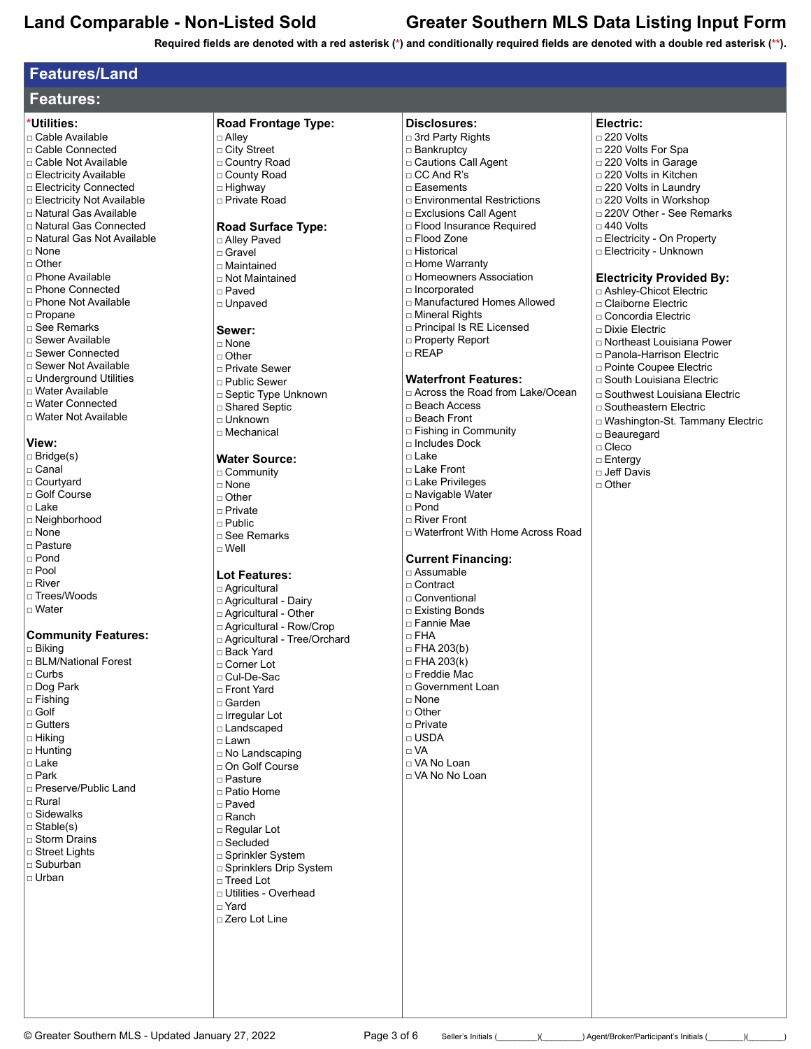# Land Comparable - Non-Listed Sold

# Greater Southern MLS Data Listing Input Form

Required fields are denoted with a red asterisk (*) and conditionally required fields are denoted with a double red asterisk (**).

## Features/Land

### Features:

**\*Utilities:**
- □ Cable Available
- □ Cable Connected
- □ Cable Not Available
- □ Electricity Available
- □ Electricity Connected
- □ Electricity Not Available
- □ Natural Gas Available
- □ Natural Gas Connected
- □ Natural Gas Not Available
- □ None
- □ Other
- □ Phone Available
- □ Phone Connected
- □ Phone Not Available
- □ Propane
- □ See Remarks
- □ Sewer Available
- □ Sewer Connected
- □ Sewer Not Available
- □ Underground Utilities
- □ Water Available
- □ Water Connected
- □ Water Not Available

**View:**
- □ Bridge(s)
- □ Canal
- □ Courtyard
- □ Golf Course
- □ Lake
- □ Neighborhood
- □ None
- □ Pasture
- □ Pond
- □ Pool
- □ River
- □ Trees/Woods
- □ Water

**Community Features:**
- □ Biking
- □ BLM/National Forest
- □ Curbs
- □ Dog Park
- □ Fishing
- □ Golf
- □ Gutters
- □ Hiking
- □ Hunting
- □ Lake
- □ Park
- □ Preserve/Public Land
- □ Rural
- □ Sidewalks
- □ Stable(s)
- □ Storm Drains
- □ Street Lights
- □ Suburban
- □ Urban

**Road Frontage Type:**
- □ Alley
- □ City Street
- □ Country Road
- □ County Road
- □ Highway
- □ Private Road

**Road Surface Type:**
- □ Alley Paved
- □ Gravel
- □ Maintained
- □ Not Maintained
- □ Paved
- □ Unpaved

**Sewer:**
- □ None
- □ Other
- □ Private Sewer
- □ Public Sewer
- □ Septic Type Unknown
- □ Shared Septic
- □ Unknown
- □ Mechanical

**Water Source:**
- □ Community
- □ None
- □ Other
- □ Private
- □ Public
- □ See Remarks
- □ Well

**Lot Features:**
- □ Agricultural
- □ Agricultural - Dairy
- □ Agricultural - Other
- □ Agricultural - Row/Crop
- □ Agricultural - Tree/Orchard
- □ Back Yard
- □ Corner Lot
- □ Cul-De-Sac
- □ Front Yard
- □ Garden
- □ Irregular Lot
- □ Landscaped
- □ Lawn
- □ No Landscaping
- □ On Golf Course
- □ Pasture
- □ Patio Home
- □ Paved
- □ Ranch
- □ Regular Lot
- □ Secluded
- □ Sprinkler System
- □ Sprinklers Drip System
- □ Treed Lot
- □ Utilities - Overhead
- □ Yard
- □ Zero Lot Line

**Disclosures:**
- □ 3rd Party Rights
- □ Bankruptcy
- □ Cautions Call Agent
- □ CC And R's
- □ Easements
- □ Environmental Restrictions
- □ Exclusions Call Agent
- □ Flood Insurance Required
- □ Flood Zone
- □ Historical
- □ Home Warranty
- □ Homeowners Association
- □ Incorporated
- □ Manufactured Homes Allowed
- □ Mineral Rights
- □ Principal Is RE Licensed
- □ Property Report
- □ REAP

**Waterfront Features:**
- □ Across the Road from Lake/Ocean
- □ Beach Access
- □ Beach Front
- □ Fishing in Community
- □ Includes Dock
- □ Lake
- □ Lake Front
- □ Lake Privileges
- □ Navigable Water
- □ Pond
- □ River Front
- □ Waterfront With Home Across Road

**Current Financing:**
- □ Assumable
- □ Contract
- □ Conventional
- □ Existing Bonds
- □ Fannie Mae
- □ FHA
- □ FHA 203(b)
- □ FHA 203(k)
- □ Freddie Mac
- □ Government Loan
- □ None
- □ Other
- □ Private
- □ USDA
- □ VA
- □ VA No Loan
- □ VA No No Loan

**Electric:**
- □ 220 Volts
- □ 220 Volts For Spa
- □ 220 Volts in Garage
- □ 220 Volts in Kitchen
- □ 220 Volts in Laundry
- □ 220 Volts in Workshop
- □ 220V Other - See Remarks
- □ 440 Volts
- □ Electricity - On Property
- □ Electricity - Unknown

**Electricity Provided By:**
- □ Ashley-Chicot Electric
- □ Claiborne Electric
- □ Concordia Electric
- □ Dixie Electric
- □ Northeast Louisiana Power
- □ Panola-Harrison Electric
- □ Pointe Coupee Electric
- □ South Louisiana Electric
- □ Southwest Louisiana Electric
- □ Southeastern Electric
- □ Washington-St. Tammany Electric
- □ Beauregard
- □ Cleco
- □ Entergy
- □ Jeff Davis
- □ Other

Seller's Initials (________)(________) Agent/Broker/Participant's Initials (________)(________)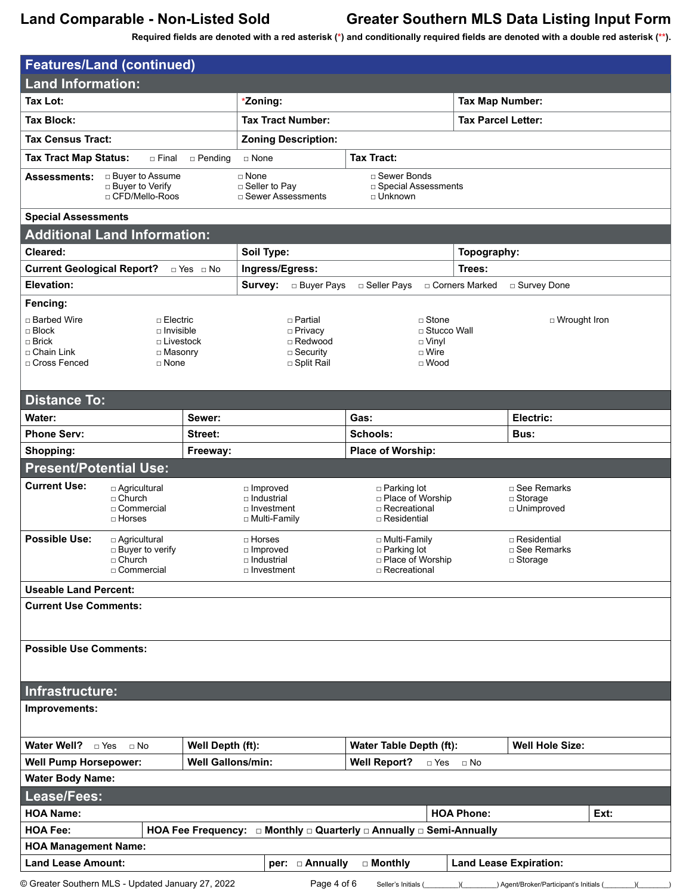# Land Comparable - Non-Listed Sold

# Greater Southern MLS Data Listing Input Form

Required fields are denoted with a red asterisk (*) and conditionally required fields are denoted with a double red asterisk (**).

## Features/Land (continued)

### Land Information:

| Tax Lot: | *Zoning: | Tax Map Number: |
|---|---|---|
| Tax Block: | Tax Tract Number: | Tax Parcel Letter: |
| Tax Census Tract: | Zoning Description: | |

**Tax Tract Map Status:** □ Final □ Pending □ None

**Tax Tract:**

**Assessments:**
- □ Buyer to Assume
- □ Buyer to Verify
- □ CFD/Mello-Roos
- □ None
- □ Seller to Pay
- □ Sewer Assessments
- □ Sewer Bonds
- □ Special Assessments
- □ Unknown

**Special Assessments**

### Additional Land Information:

| Cleared: | Soil Type: | Topography: |
|---|---|---|
| Current Geological Report? □ Yes □ No | Ingress/Egress: | Trees: |

**Elevation:**

**Survey:** □ Buyer Pays □ Seller Pays □ Corners Marked □ Survey Done

**Fencing:**
- □ Barbed Wire
- □ Block
- □ Brick
- □ Chain Link
- □ Cross Fenced
- □ Electric
- □ Invisible
- □ Livestock
- □ Masonry
- □ None
- □ Partial
- □ Privacy
- □ Redwood
- □ Security
- □ Split Rail
- □ Stone
- □ Stucco Wall
- □ Vinyl
- □ Wire
- □ Wood
- □ Wrought Iron

### Distance To:

| Water: | Sewer: | Gas: | Electric: |
|---|---|---|---|
| Phone Serv: | Street: | Schools: | Bus: |
| Shopping: | Freeway: | Place of Worship: | |

### Present/Potential Use:

**Current Use:**
- □ Agricultural
- □ Church
- □ Commercial
- □ Horses
- □ Improved
- □ Industrial
- □ Investment
- □ Multi-Family
- □ Parking lot
- □ Place of Worship
- □ Recreational
- □ Residential
- □ See Remarks
- □ Storage
- □ Unimproved

**Possible Use:**
- □ Agricultural
- □ Buyer to verify
- □ Church
- □ Commercial
- □ Horses
- □ Improved
- □ Industrial
- □ Investment
- □ Multi-Family
- □ Parking lot
- □ Place of Worship
- □ Recreational
- □ Residential
- □ See Remarks
- □ Storage

**Useable Land Percent:**

**Current Use Comments:**

**Possible Use Comments:**

### Infrastructure:

**Improvements:**

| Water Well? □ Yes □ No | Well Depth (ft): | Water Table Depth (ft): | Well Hole Size: |
|---|---|---|---|
| Well Pump Horsepower: | Well Gallons/min: | Well Report? □ Yes □ No | |

**Water Body Name:**

### Lease/Fees:

| HOA Name: | HOA Phone: | Ext: |
|---|---|---|

**HOA Fee:**

**HOA Fee Frequency:** □ Monthly □ Quarterly □ Annually □ Semi-Annually

**HOA Management Name:**

**Land Lease Amount:** per: □ Annually □ Monthly

**Land Lease Expiration:**

© Greater Southern MLS - Updated January 27, 2022

Seller's Initials (________)(________) Agent/Broker/Participant's Initials (________)(________)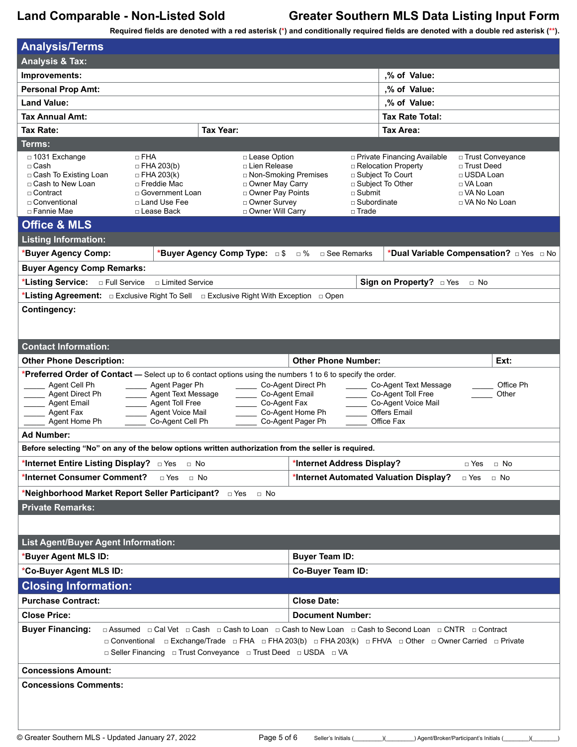# Land Comparable - Non-Listed Sold

# Greater Southern MLS Data Listing Input Form

**Required fields are denoted with a red asterisk (*) and conditionally required fields are denoted with a double red asterisk (**).**

## Analysis/Terms

### Analysis & Tax:

| | |
|---|---|
| **Improvements:** | **,% of Value:** |
| **Personal Prop Amt:** | **,% of Value:** |
| **Land Value:** | **,% of Value:** |
| **Tax Annual Amt:** | **Tax Rate Total:** |

| | | |
|---|---|---|
| **Tax Rate:** | **Tax Year:** | **Tax Area:** |

### Terms:

□ 1031 Exchange
□ Cash
□ Cash To Existing Loan
□ Cash to New Loan
□ Contract
□ Conventional
□ Fannie Mae
□ FHA
□ FHA 203(b)
□ FHA 203(k)
□ Freddie Mac
□ Government Loan
□ Land Use Fee
□ Lease Back
□ Lease Option
□ Lien Release
□ Non-Smoking Premises
□ Owner May Carry
□ Owner Pay Points
□ Owner Survey
□ Owner Will Carry
□ Private Financing Available
□ Relocation Property
□ Subject To Court
□ Subject To Other
□ Submit
□ Subordinate
□ Trade
□ Trust Conveyance
□ Trust Deed
□ USDA Loan
□ VA Loan
□ VA No Loan
□ VA No No Loan

## Office & MLS

### Listing Information:

***Buyer Agency Comp:** | ***Buyer Agency Comp Type:** □ $ □ % □ See Remarks | ***Dual Variable Compensation?** □ Yes □ No

**Buyer Agency Comp Remarks:**

***Listing Service:** □ Full Service □ Limited Service | **Sign on Property?** □ Yes □ No

***Listing Agreement:** □ Exclusive Right To Sell □ Exclusive Right With Exception □ Open

**Contingency:**

### Contact Information:

| | | |
|---|---|---|
| **Other Phone Description:** | **Other Phone Number:** | **Ext:** |

***Preferred Order of Contact** — Select up to 6 contact options using the numbers 1 to 6 to specify the order.

_____ Agent Cell Ph
_____ Agent Direct Ph
_____ Agent Email
_____ Agent Fax
_____ Agent Home Ph
_____ Agent Pager Ph
_____ Agent Text Message
_____ Agent Toll Free
_____ Agent Voice Mail
_____ Co-Agent Cell Ph
_____ Co-Agent Direct Ph
_____ Co-Agent Email
_____ Co-Agent Fax
_____ Co-Agent Home Ph
_____ Co-Agent Pager Ph
_____ Co-Agent Text Message
_____ Co-Agent Toll Free
_____ Co-Agent Voice Mail
_____ Offers Email
_____ Office Fax
_____ Office Ph
_____ Other

**Ad Number:**

**Before selecting "No" on any of the below options written authorization from the seller is required.**

| | |
|---|---|
| ***Internet Entire Listing Display?** □ Yes □ No | ***Internet Address Display?** □ Yes □ No |
| ***Internet Consumer Comment?** □ Yes □ No | ***Internet Automated Valuation Display?** □ Yes □ No |

***Neighborhood Market Report Seller Participant?** □ Yes □ No

### Private Remarks:

### List Agent/Buyer Agent Information:

| | |
|---|---|
| ***Buyer Agent MLS ID:** | **Buyer Team ID:** |
| ***Co-Buyer Agent MLS ID:** | **Co-Buyer Team ID:** |

## Closing Information:

| | |
|---|---|
| **Purchase Contract:** | **Close Date:** |
| **Close Price:** | **Document Number:** |

**Buyer Financing:** □ Assumed □ Cal Vet □ Cash □ Cash to Loan □ Cash to New Loan □ Cash to Second Loan □ CNTR □ Contract □ Conventional □ Exchange/Trade □ FHA □ FHA 203(b) □ FHA 203(k) □ FHVA □ Other □ Owner Carried □ Private □ Seller Financing □ Trust Conveyance □ Trust Deed □ USDA □ VA

**Concessions Amount:**

**Concessions Comments:**

© Greater Southern MLS - Updated January 27, 2022

Seller's Initials (________)(________) Agent/Broker/Participant's Initials (________)(________)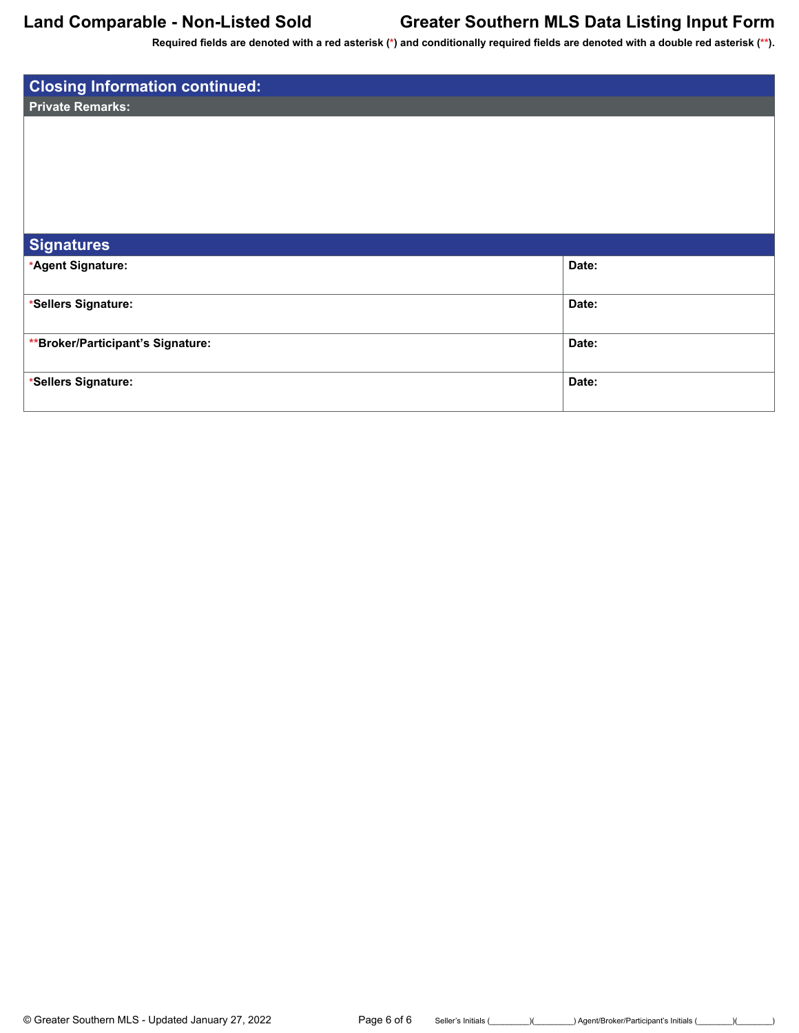## Closing Information continued:

### Private Remarks:

## Signatures

| | |
|---|---|
| *Agent Signature: | Date: |
| *Sellers Signature: | Date: |
| **Broker/Participant's Signature: | Date: |
| *Sellers Signature: | Date: |